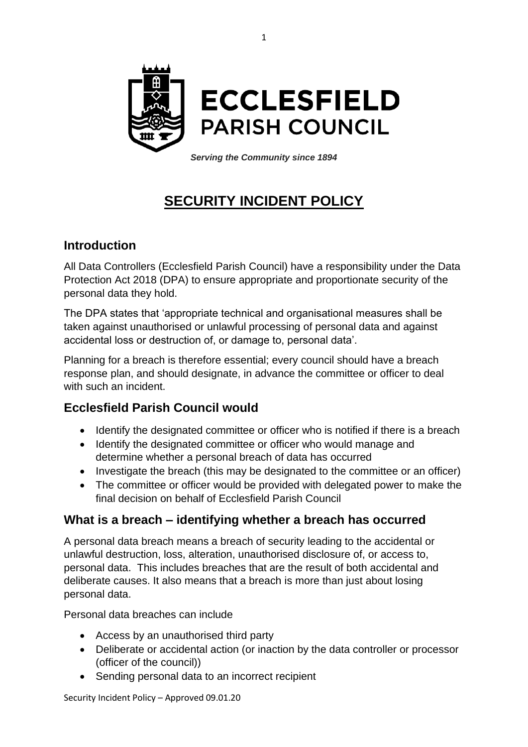# ECCLESFIELD PARISH COUNCIL

***Serving the Community since 1894***

# SECURITY INCIDENT POLICY

## Introduction

All Data Controllers (Ecclesfield Parish Council) have a responsibility under the Data Protection Act 2018 (DPA) to ensure appropriate and proportionate security of the personal data they hold.

The DPA states that 'appropriate technical and organisational measures shall be taken against unauthorised or unlawful processing of personal data and against accidental loss or destruction of, or damage to, personal data'.

Planning for a breach is therefore essential; every council should have a breach response plan, and should designate, in advance the committee or officer to deal with such an incident.

## Ecclesfield Parish Council would

- Identify the designated committee or officer who is notified if there is a breach
- Identify the designated committee or officer who would manage and determine whether a personal breach of data has occurred
- Investigate the breach (this may be designated to the committee or an officer)
- The committee or officer would be provided with delegated power to make the final decision on behalf of Ecclesfield Parish Council

## What is a breach – identifying whether a breach has occurred

A personal data breach means a breach of security leading to the accidental or unlawful destruction, loss, alteration, unauthorised disclosure of, or access to, personal data. This includes breaches that are the result of both accidental and deliberate causes. It also means that a breach is more than just about losing personal data.

Personal data breaches can include

- Access by an unauthorised third party
- Deliberate or accidental action (or inaction by the data controller or processor (officer of the council))
- Sending personal data to an incorrect recipient

Security Incident Policy – Approved 09.01.20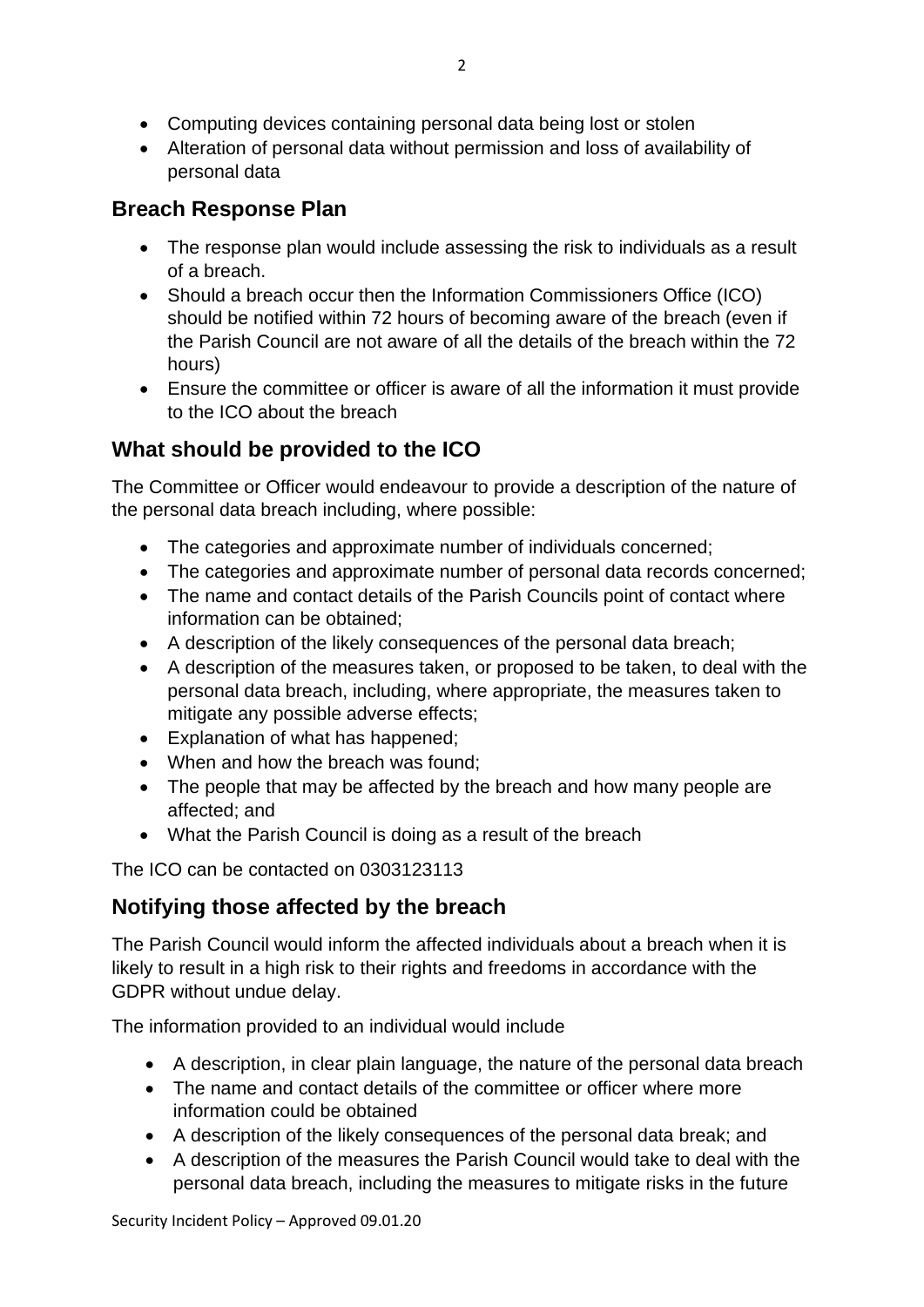- Computing devices containing personal data being lost or stolen
- Alteration of personal data without permission and loss of availability of personal data

## Breach Response Plan

- The response plan would include assessing the risk to individuals as a result of a breach.
- Should a breach occur then the Information Commissioners Office (ICO) should be notified within 72 hours of becoming aware of the breach (even if the Parish Council are not aware of all the details of the breach within the 72 hours)
- Ensure the committee or officer is aware of all the information it must provide to the ICO about the breach

## What should be provided to the ICO

The Committee or Officer would endeavour to provide a description of the nature of the personal data breach including, where possible:

- The categories and approximate number of individuals concerned;
- The categories and approximate number of personal data records concerned;
- The name and contact details of the Parish Councils point of contact where information can be obtained;
- A description of the likely consequences of the personal data breach;
- A description of the measures taken, or proposed to be taken, to deal with the personal data breach, including, where appropriate, the measures taken to mitigate any possible adverse effects;
- Explanation of what has happened;
- When and how the breach was found;
- The people that may be affected by the breach and how many people are affected; and
- What the Parish Council is doing as a result of the breach

The ICO can be contacted on 0303123113

## Notifying those affected by the breach

The Parish Council would inform the affected individuals about a breach when it is likely to result in a high risk to their rights and freedoms in accordance with the GDPR without undue delay.

The information provided to an individual would include

- A description, in clear plain language, the nature of the personal data breach
- The name and contact details of the committee or officer where more information could be obtained
- A description of the likely consequences of the personal data break; and
- A description of the measures the Parish Council would take to deal with the personal data breach, including the measures to mitigate risks in the future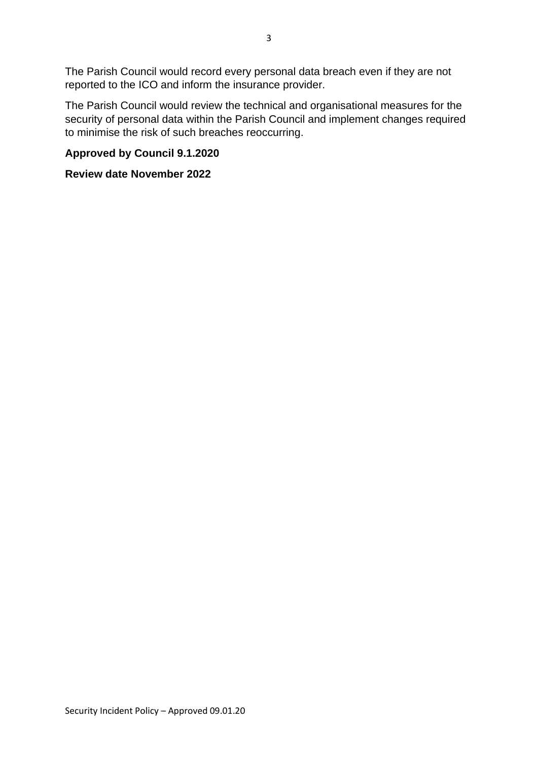The Parish Council would record every personal data breach even if they are not reported to the ICO and inform the insurance provider.

The Parish Council would review the technical and organisational measures for the security of personal data within the Parish Council and implement changes required to minimise the risk of such breaches reoccurring.

**Approved by Council 9.1.2020**

**Review date November 2022**